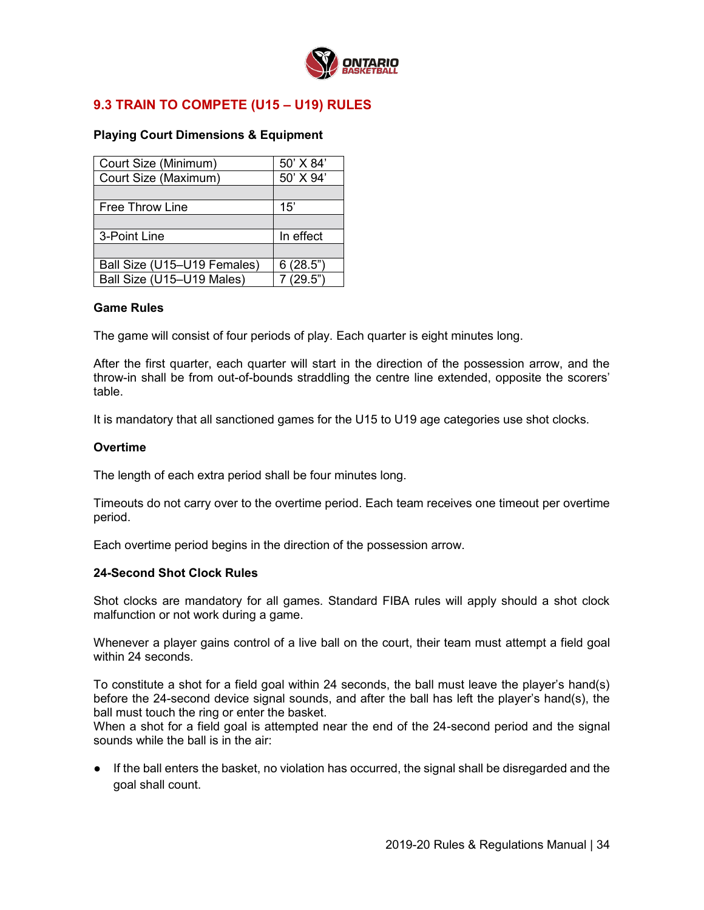## 9.3 TRAIN TO COMPETE (U15 – U19) RULES

**Playing Court Dimensions & Equipment**

| Court Size (Minimum) | 50' X 84' |
|---|---|
| Court Size (Maximum) | 50' X 94' |
| | |
| Free Throw Line | 15' |
| | |
| 3-Point Line | In effect |
| | |
| Ball Size (U15–U19 Females) | 6 (28.5") |
| Ball Size (U15–U19 Males) | 7 (29.5") |

**Game Rules**

The game will consist of four periods of play. Each quarter is eight minutes long.

After the first quarter, each quarter will start in the direction of the possession arrow, and the throw-in shall be from out-of-bounds straddling the centre line extended, opposite the scorers' table.

It is mandatory that all sanctioned games for the U15 to U19 age categories use shot clocks.

**Overtime**

The length of each extra period shall be four minutes long.

Timeouts do not carry over to the overtime period. Each team receives one timeout per overtime period.

Each overtime period begins in the direction of the possession arrow.

**24-Second Shot Clock Rules**

Shot clocks are mandatory for all games. Standard FIBA rules will apply should a shot clock malfunction or not work during a game.

Whenever a player gains control of a live ball on the court, their team must attempt a field goal within 24 seconds.

To constitute a shot for a field goal within 24 seconds, the ball must leave the player's hand(s) before the 24-second device signal sounds, and after the ball has left the player's hand(s), the ball must touch the ring or enter the basket.
When a shot for a field goal is attempted near the end of the 24-second period and the signal sounds while the ball is in the air:

- If the ball enters the basket, no violation has occurred, the signal shall be disregarded and the goal shall count.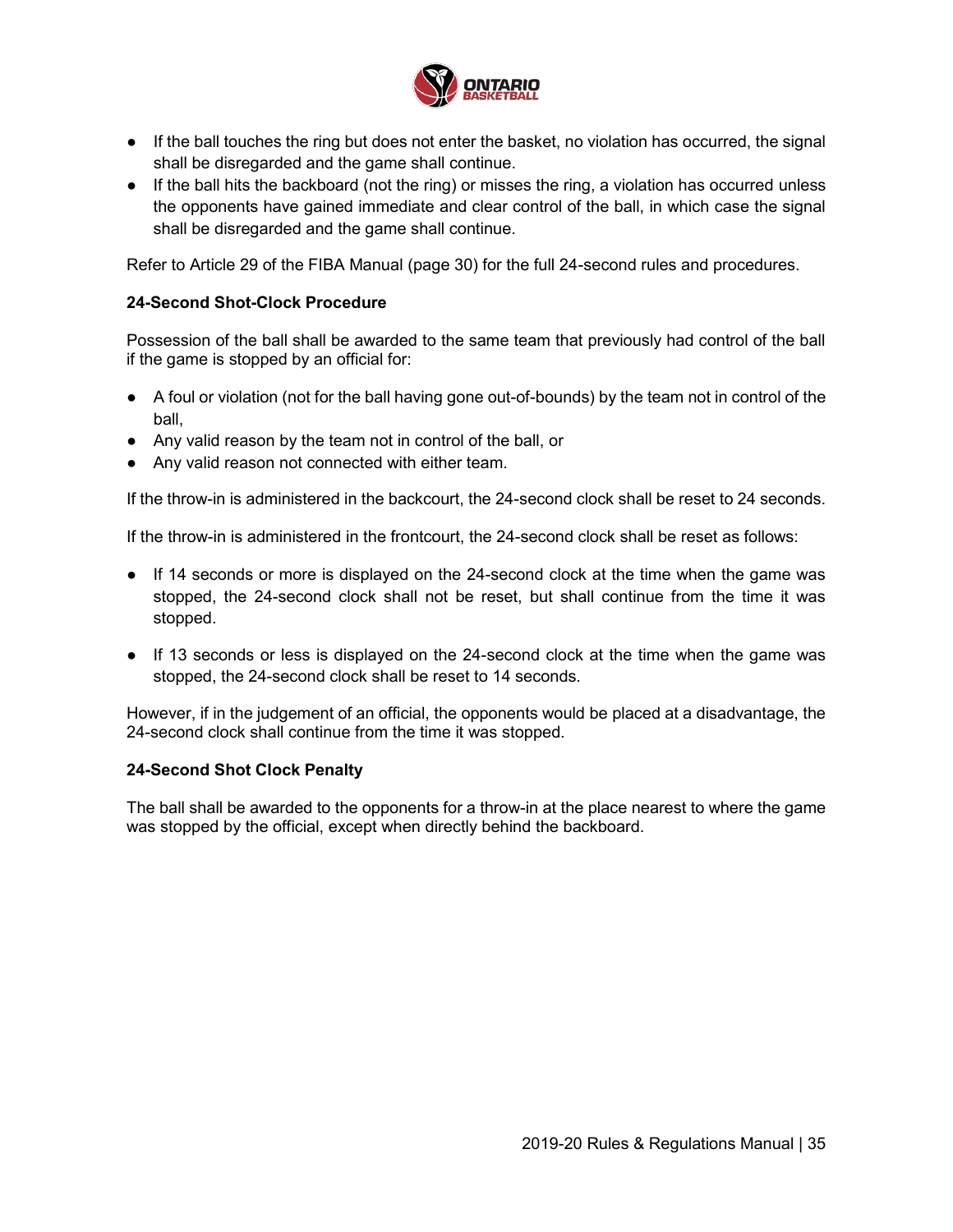- If the ball touches the ring but does not enter the basket, no violation has occurred, the signal shall be disregarded and the game shall continue.
- If the ball hits the backboard (not the ring) or misses the ring, a violation has occurred unless the opponents have gained immediate and clear control of the ball, in which case the signal shall be disregarded and the game shall continue.

Refer to Article 29 of the FIBA Manual (page 30) for the full 24-second rules and procedures.

**24-Second Shot-Clock Procedure**

Possession of the ball shall be awarded to the same team that previously had control of the ball if the game is stopped by an official for:

- A foul or violation (not for the ball having gone out-of-bounds) by the team not in control of the ball,
- Any valid reason by the team not in control of the ball, or
- Any valid reason not connected with either team.

If the throw-in is administered in the backcourt, the 24-second clock shall be reset to 24 seconds.

If the throw-in is administered in the frontcourt, the 24-second clock shall be reset as follows:

- If 14 seconds or more is displayed on the 24-second clock at the time when the game was stopped, the 24-second clock shall not be reset, but shall continue from the time it was stopped.
- If 13 seconds or less is displayed on the 24-second clock at the time when the game was stopped, the 24-second clock shall be reset to 14 seconds.

However, if in the judgement of an official, the opponents would be placed at a disadvantage, the 24-second clock shall continue from the time it was stopped.

**24-Second Shot Clock Penalty**

The ball shall be awarded to the opponents for a throw-in at the place nearest to where the game was stopped by the official, except when directly behind the backboard.